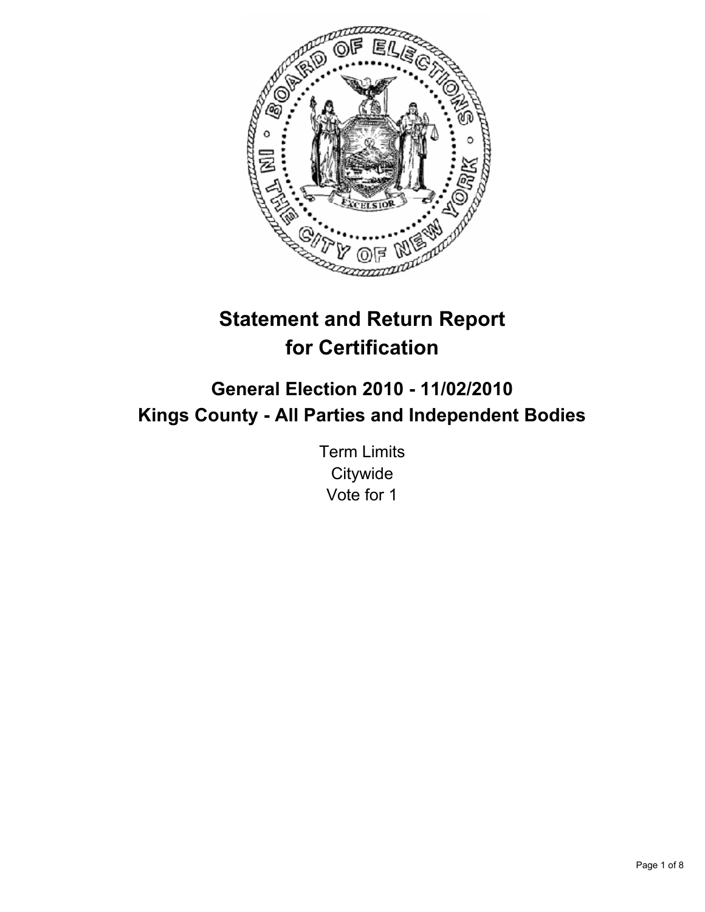# Statement and Return Report for Certification

## General Election 2010 - 11/02/2010
## Kings County - All Parties and Independent Bodies

Term Limits
Citywide
Vote for 1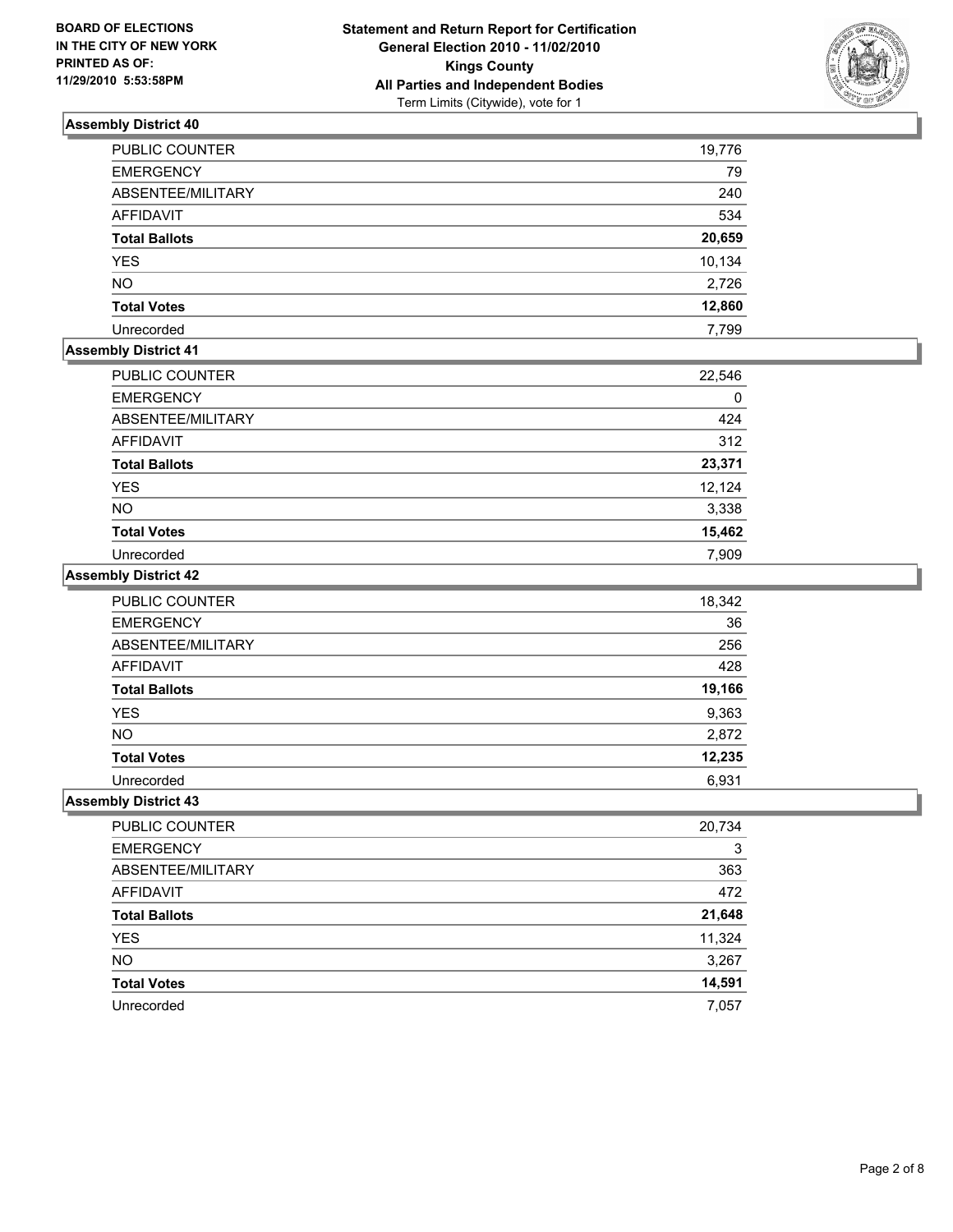**BOARD OF ELECTIONS IN THE CITY OF NEW YORK PRINTED AS OF: 11/29/2010 5:53:58PM**

**Statement and Return Report for Certification General Election 2010 - 11/02/2010 Kings County All Parties and Independent Bodies**
Term Limits (Citywide), vote for 1

## Assembly District 40

| | |
|---|---|
| PUBLIC COUNTER | 19,776 |
| EMERGENCY | 79 |
| ABSENTEE/MILITARY | 240 |
| AFFIDAVIT | 534 |
| **Total Ballots** | **20,659** |
| YES | 10,134 |
| NO | 2,726 |
| **Total Votes** | **12,860** |
| Unrecorded | 7,799 |

## Assembly District 41

| | |
|---|---|
| PUBLIC COUNTER | 22,546 |
| EMERGENCY | 0 |
| ABSENTEE/MILITARY | 424 |
| AFFIDAVIT | 312 |
| **Total Ballots** | **23,371** |
| YES | 12,124 |
| NO | 3,338 |
| **Total Votes** | **15,462** |
| Unrecorded | 7,909 |

## Assembly District 42

| | |
|---|---|
| PUBLIC COUNTER | 18,342 |
| EMERGENCY | 36 |
| ABSENTEE/MILITARY | 256 |
| AFFIDAVIT | 428 |
| **Total Ballots** | **19,166** |
| YES | 9,363 |
| NO | 2,872 |
| **Total Votes** | **12,235** |
| Unrecorded | 6,931 |

## Assembly District 43

| | |
|---|---|
| PUBLIC COUNTER | 20,734 |
| EMERGENCY | 3 |
| ABSENTEE/MILITARY | 363 |
| AFFIDAVIT | 472 |
| **Total Ballots** | **21,648** |
| YES | 11,324 |
| NO | 3,267 |
| **Total Votes** | **14,591** |
| Unrecorded | 7,057 |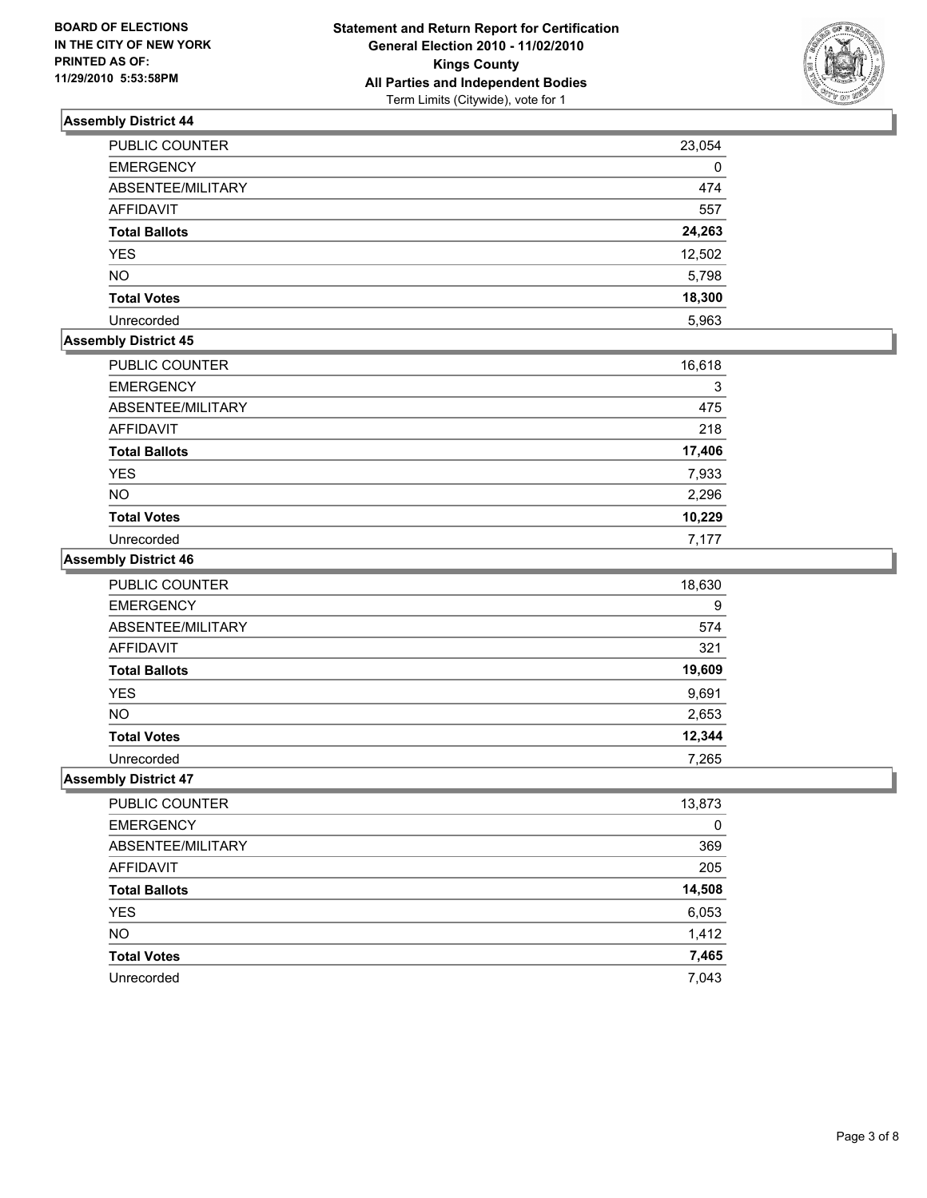BOARD OF ELECTIONS
IN THE CITY OF NEW YORK
PRINTED AS OF:
11/29/2010 5:53:58PM

**Statement and Return Report for Certification**
**General Election 2010 - 11/02/2010**
**Kings County**
**All Parties and Independent Bodies**
Term Limits (Citywide), vote for 1

### Assembly District 44

| | |
|---|---|
| PUBLIC COUNTER | 23,054 |
| EMERGENCY | 0 |
| ABSENTEE/MILITARY | 474 |
| AFFIDAVIT | 557 |
| **Total Ballots** | **24,263** |
| YES | 12,502 |
| NO | 5,798 |
| **Total Votes** | **18,300** |
| Unrecorded | 5,963 |

### Assembly District 45

| | |
|---|---|
| PUBLIC COUNTER | 16,618 |
| EMERGENCY | 3 |
| ABSENTEE/MILITARY | 475 |
| AFFIDAVIT | 218 |
| **Total Ballots** | **17,406** |
| YES | 7,933 |
| NO | 2,296 |
| **Total Votes** | **10,229** |
| Unrecorded | 7,177 |

### Assembly District 46

| | |
|---|---|
| PUBLIC COUNTER | 18,630 |
| EMERGENCY | 9 |
| ABSENTEE/MILITARY | 574 |
| AFFIDAVIT | 321 |
| **Total Ballots** | **19,609** |
| YES | 9,691 |
| NO | 2,653 |
| **Total Votes** | **12,344** |
| Unrecorded | 7,265 |

### Assembly District 47

| | |
|---|---|
| PUBLIC COUNTER | 13,873 |
| EMERGENCY | 0 |
| ABSENTEE/MILITARY | 369 |
| AFFIDAVIT | 205 |
| **Total Ballots** | **14,508** |
| YES | 6,053 |
| NO | 1,412 |
| **Total Votes** | **7,465** |
| Unrecorded | 7,043 |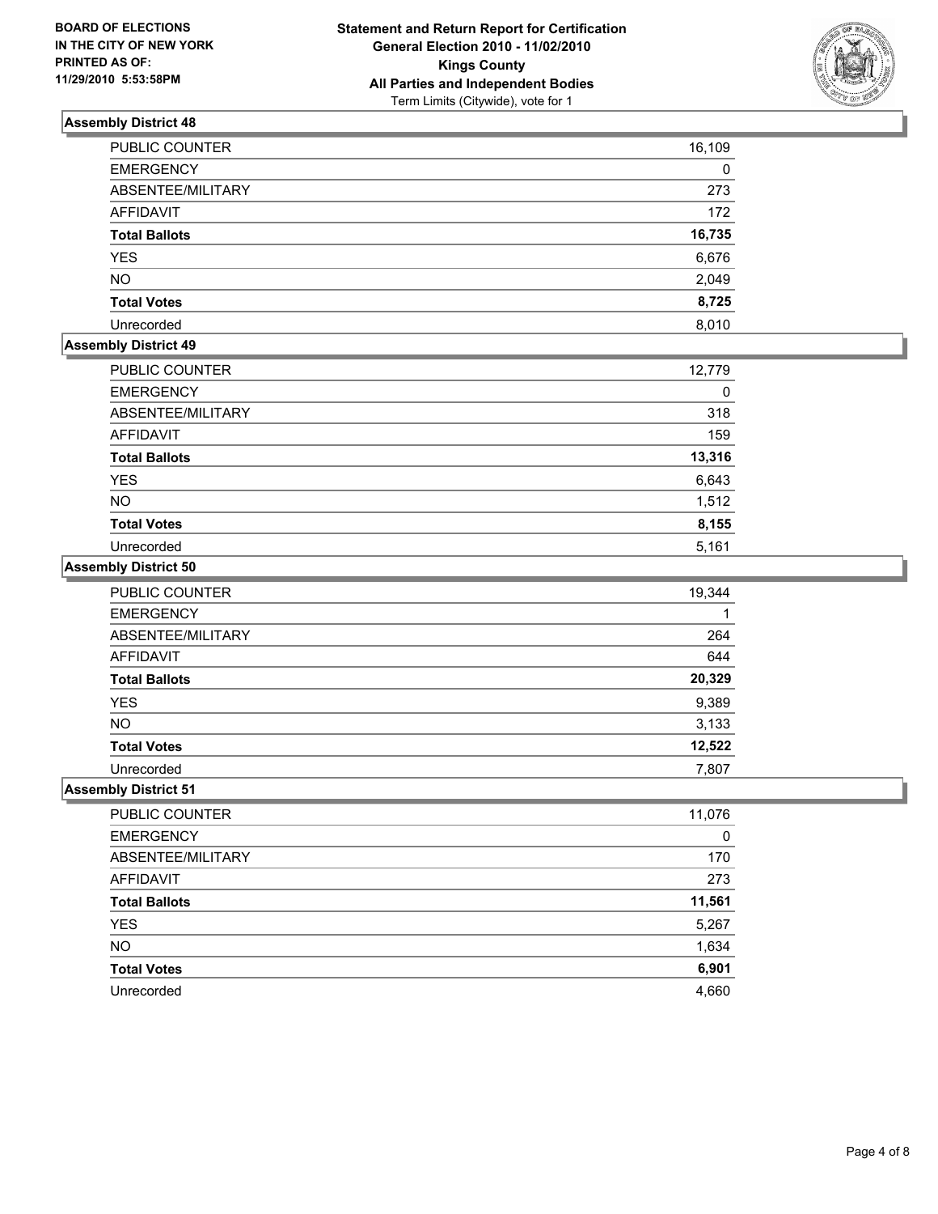**BOARD OF ELECTIONS IN THE CITY OF NEW YORK PRINTED AS OF: 11/29/2010 5:53:58PM**

**Statement and Return Report for Certification General Election 2010 - 11/02/2010 Kings County All Parties and Independent Bodies**

Term Limits (Citywide), vote for 1

### Assembly District 48

| | |
|---|---|
| PUBLIC COUNTER | 16,109 |
| EMERGENCY | 0 |
| ABSENTEE/MILITARY | 273 |
| AFFIDAVIT | 172 |
| **Total Ballots** | **16,735** |
| YES | 6,676 |
| NO | 2,049 |
| **Total Votes** | **8,725** |
| Unrecorded | 8,010 |

### Assembly District 49

| | |
|---|---|
| PUBLIC COUNTER | 12,779 |
| EMERGENCY | 0 |
| ABSENTEE/MILITARY | 318 |
| AFFIDAVIT | 159 |
| **Total Ballots** | **13,316** |
| YES | 6,643 |
| NO | 1,512 |
| **Total Votes** | **8,155** |
| Unrecorded | 5,161 |

### Assembly District 50

| | |
|---|---|
| PUBLIC COUNTER | 19,344 |
| EMERGENCY | 1 |
| ABSENTEE/MILITARY | 264 |
| AFFIDAVIT | 644 |
| **Total Ballots** | **20,329** |
| YES | 9,389 |
| NO | 3,133 |
| **Total Votes** | **12,522** |
| Unrecorded | 7,807 |

### Assembly District 51

| | |
|---|---|
| PUBLIC COUNTER | 11,076 |
| EMERGENCY | 0 |
| ABSENTEE/MILITARY | 170 |
| AFFIDAVIT | 273 |
| **Total Ballots** | **11,561** |
| YES | 5,267 |
| NO | 1,634 |
| **Total Votes** | **6,901** |
| Unrecorded | 4,660 |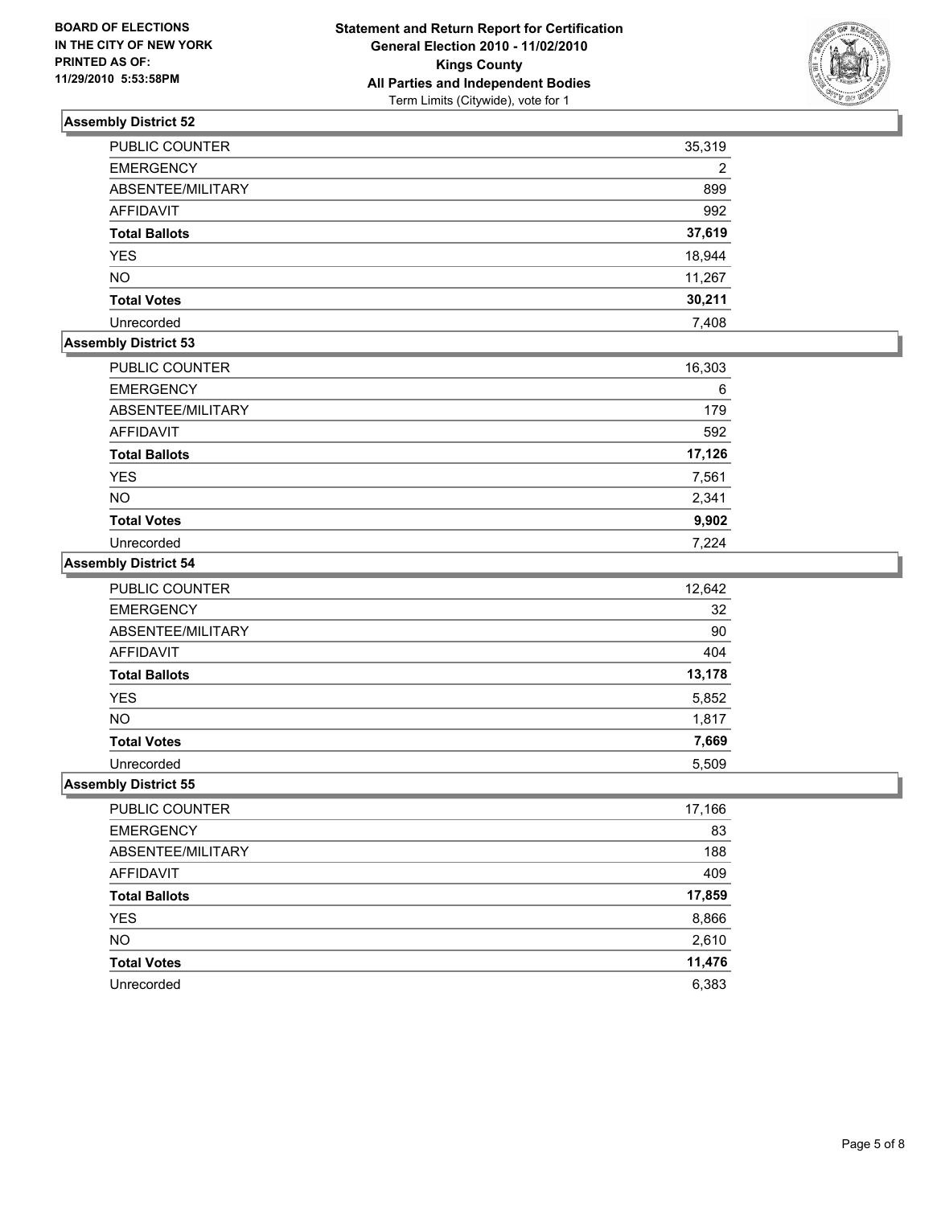**BOARD OF ELECTIONS IN THE CITY OF NEW YORK PRINTED AS OF: 11/29/2010 5:53:58PM**

**Statement and Return Report for Certification**
**General Election 2010 - 11/02/2010**
**Kings County**
**All Parties and Independent Bodies**
Term Limits (Citywide), vote for 1

## Assembly District 52

| | |
|---|---|
| PUBLIC COUNTER | 35,319 |
| EMERGENCY | 2 |
| ABSENTEE/MILITARY | 899 |
| AFFIDAVIT | 992 |
| **Total Ballots** | **37,619** |
| YES | 18,944 |
| NO | 11,267 |
| **Total Votes** | **30,211** |
| Unrecorded | 7,408 |

## Assembly District 53

| | |
|---|---|
| PUBLIC COUNTER | 16,303 |
| EMERGENCY | 6 |
| ABSENTEE/MILITARY | 179 |
| AFFIDAVIT | 592 |
| **Total Ballots** | **17,126** |
| YES | 7,561 |
| NO | 2,341 |
| **Total Votes** | **9,902** |
| Unrecorded | 7,224 |

## Assembly District 54

| | |
|---|---|
| PUBLIC COUNTER | 12,642 |
| EMERGENCY | 32 |
| ABSENTEE/MILITARY | 90 |
| AFFIDAVIT | 404 |
| **Total Ballots** | **13,178** |
| YES | 5,852 |
| NO | 1,817 |
| **Total Votes** | **7,669** |
| Unrecorded | 5,509 |

## Assembly District 55

| | |
|---|---|
| PUBLIC COUNTER | 17,166 |
| EMERGENCY | 83 |
| ABSENTEE/MILITARY | 188 |
| AFFIDAVIT | 409 |
| **Total Ballots** | **17,859** |
| YES | 8,866 |
| NO | 2,610 |
| **Total Votes** | **11,476** |
| Unrecorded | 6,383 |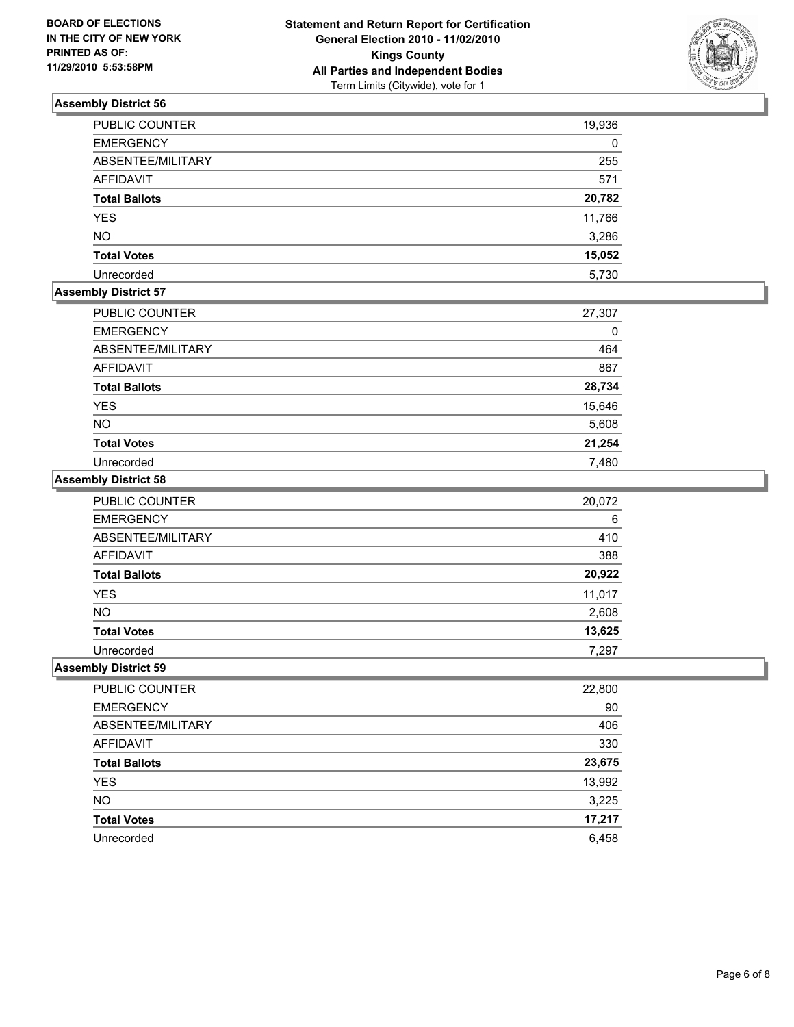**BOARD OF ELECTIONS IN THE CITY OF NEW YORK PRINTED AS OF: 11/29/2010 5:53:58PM**

**Statement and Return Report for Certification General Election 2010 - 11/02/2010 Kings County All Parties and Independent Bodies**
Term Limits (Citywide), vote for 1

## Assembly District 56

| | |
|---|---|
| PUBLIC COUNTER | 19,936 |
| EMERGENCY | 0 |
| ABSENTEE/MILITARY | 255 |
| AFFIDAVIT | 571 |
| **Total Ballots** | **20,782** |
| YES | 11,766 |
| NO | 3,286 |
| **Total Votes** | **15,052** |
| Unrecorded | 5,730 |

## Assembly District 57

| | |
|---|---|
| PUBLIC COUNTER | 27,307 |
| EMERGENCY | 0 |
| ABSENTEE/MILITARY | 464 |
| AFFIDAVIT | 867 |
| **Total Ballots** | **28,734** |
| YES | 15,646 |
| NO | 5,608 |
| **Total Votes** | **21,254** |
| Unrecorded | 7,480 |

## Assembly District 58

| | |
|---|---|
| PUBLIC COUNTER | 20,072 |
| EMERGENCY | 6 |
| ABSENTEE/MILITARY | 410 |
| AFFIDAVIT | 388 |
| **Total Ballots** | **20,922** |
| YES | 11,017 |
| NO | 2,608 |
| **Total Votes** | **13,625** |
| Unrecorded | 7,297 |

## Assembly District 59

| | |
|---|---|
| PUBLIC COUNTER | 22,800 |
| EMERGENCY | 90 |
| ABSENTEE/MILITARY | 406 |
| AFFIDAVIT | 330 |
| **Total Ballots** | **23,675** |
| YES | 13,992 |
| NO | 3,225 |
| **Total Votes** | **17,217** |
| Unrecorded | 6,458 |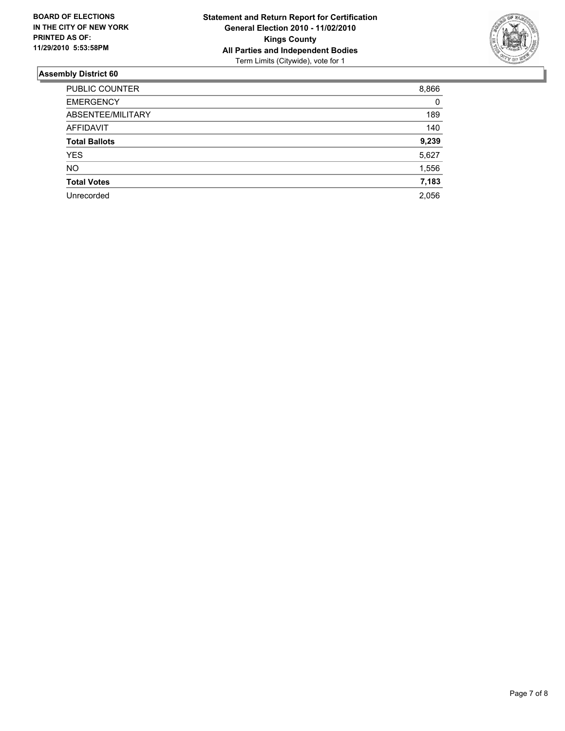**BOARD OF ELECTIONS IN THE CITY OF NEW YORK PRINTED AS OF: 11/29/2010 5:53:58PM**

**Statement and Return Report for Certification**
**General Election 2010 - 11/02/2010**
**Kings County**
**All Parties and Independent Bodies**
Term Limits (Citywide), vote for 1

## Assembly District 60

| | |
|---|---|
| PUBLIC COUNTER | 8,866 |
| EMERGENCY | 0 |
| ABSENTEE/MILITARY | 189 |
| AFFIDAVIT | 140 |
| **Total Ballots** | **9,239** |
| YES | 5,627 |
| NO | 1,556 |
| **Total Votes** | **7,183** |
| Unrecorded | 2,056 |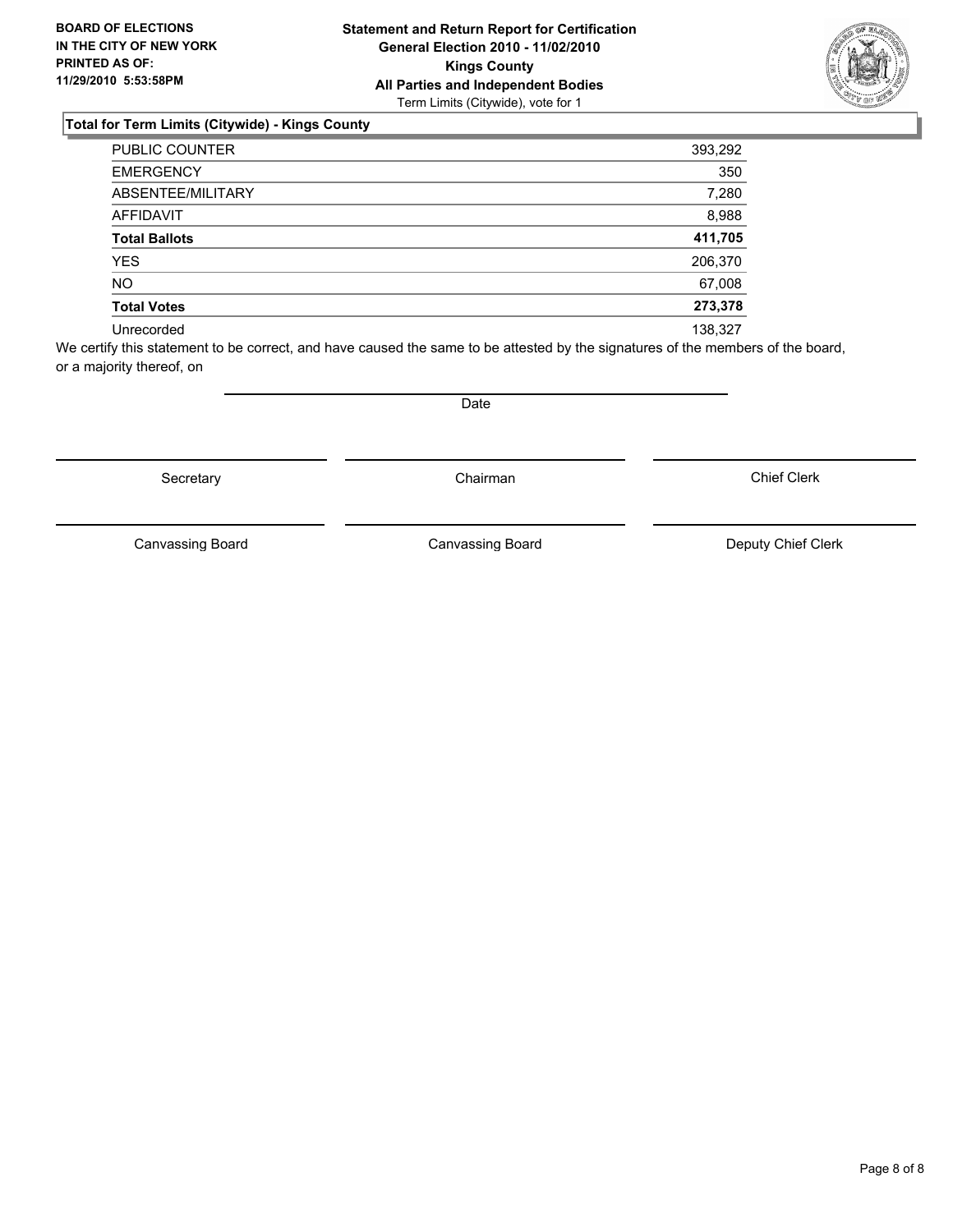**BOARD OF ELECTIONS IN THE CITY OF NEW YORK PRINTED AS OF: 11/29/2010 5:53:58PM**

**Statement and Return Report for Certification**
**General Election 2010 - 11/02/2010**
**Kings County**
**All Parties and Independent Bodies**
Term Limits (Citywide), vote for 1

### Total for Term Limits (Citywide) - Kings County

| | |
|---|---|
| PUBLIC COUNTER | 393,292 |
| EMERGENCY | 350 |
| ABSENTEE/MILITARY | 7,280 |
| AFFIDAVIT | 8,988 |
| **Total Ballots** | **411,705** |
| YES | 206,370 |
| NO | 67,008 |
| **Total Votes** | **273,378** |
| Unrecorded | 138,327 |

We certify this statement to be correct, and have caused the same to be attested by the signatures of the members of the board, or a majority thereof, on

Date

Secretary | Chairman | Chief Clerk

Canvassing Board | Canvassing Board | Deputy Chief Clerk